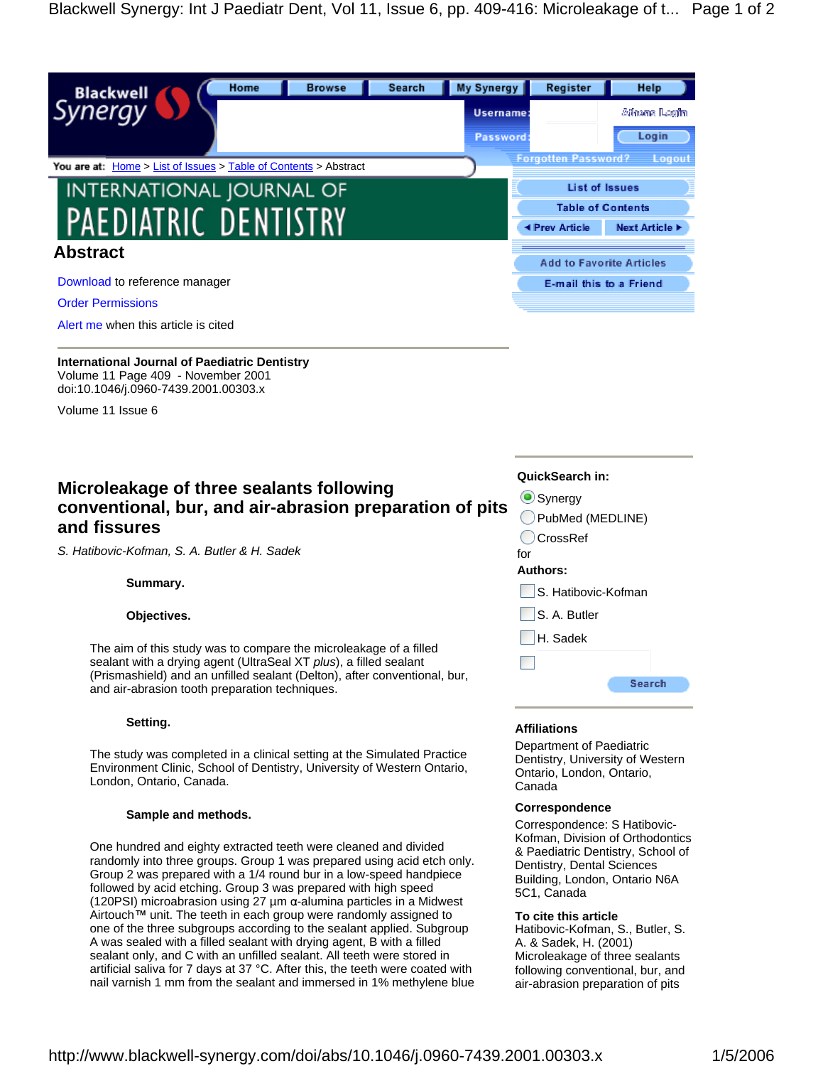# INTERNATIONAL JOURNAL OF PAEDIATRIC DENTISTRY

## Abstract

Download to reference manager

Order Permissions

Alert me when this article is cited

**International Journal of Paediatric Dentistry**
Volume 11 Page 409 - November 2001
doi:10.1046/j.0960-7439.2001.00303.x

Volume 11 Issue 6

# Microleakage of three sealants following conventional, bur, and air-abrasion preparation of pits and fissures

*S. Hatibovic-Kofman, S. A. Butler & H. Sadek*

**Summary.**

**Objectives.**

The aim of this study was to compare the microleakage of a filled sealant with a drying agent (UltraSeal XT *plus*), a filled sealant (Prismashield) and an unfilled sealant (Delton), after conventional, bur, and air-abrasion tooth preparation techniques.

**Setting.**

The study was completed in a clinical setting at the Simulated Practice Environment Clinic, School of Dentistry, University of Western Ontario, London, Ontario, Canada.

**Sample and methods.**

One hundred and eighty extracted teeth were cleaned and divided randomly into three groups. Group 1 was prepared using acid etch only. Group 2 was prepared with a 1/4 round bur in a low-speed handpiece followed by acid etching. Group 3 was prepared with high speed (120PSI) microabrasion using 27 µm α-alumina particles in a Midwest Airtouch™ unit. The teeth in each group were randomly assigned to one of the three subgroups according to the sealant applied. Subgroup A was sealed with a filled sealant with drying agent, B with a filled sealant only, and C with an unfilled sealant. All teeth were stored in artificial saliva for 7 days at 37 °C. After this, the teeth were coated with nail varnish 1 mm from the sealant and immersed in 1% methylene blue

**Affiliations**

Department of Paediatric Dentistry, University of Western Ontario, London, Ontario, Canada

**Correspondence**

Correspondence: S Hatibovic-Kofman, Division of Orthodontics & Paediatric Dentistry, School of Dentistry, Dental Sciences Building, London, Ontario N6A 5C1, Canada

**To cite this article**

Hatibovic-Kofman, S., Butler, S. A. & Sadek, H. (2001) Microleakage of three sealants following conventional, bur, and air-abrasion preparation of pits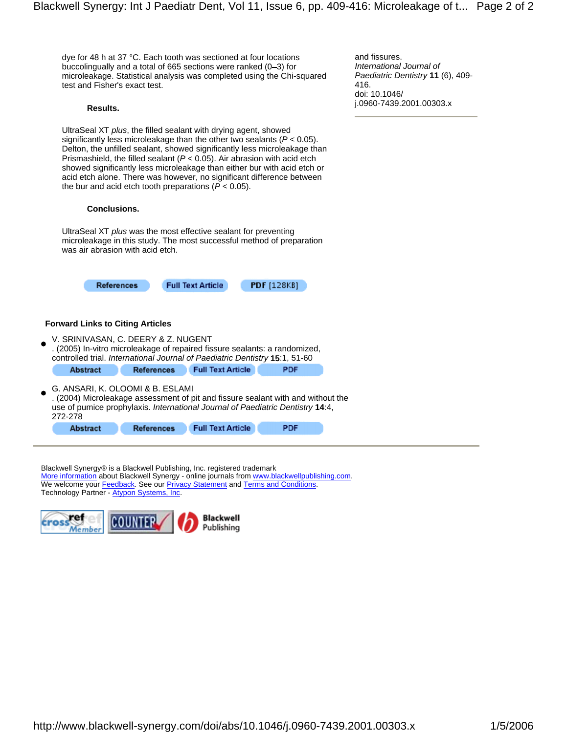dye for 48 h at 37 °C. Each tooth was sectioned at four locations buccolingually and a total of 665 sections were ranked (0–3) for microleakage. Statistical analysis was completed using the Chi-squared test and Fisher's exact test.

**Results.**

UltraSeal XT *plus*, the filled sealant with drying agent, showed significantly less microleakage than the other two sealants ($P < 0.05$). Delton, the unfilled sealant, showed significantly less microleakage than Prismashield, the filled sealant ($P < 0.05$). Air abrasion with acid etch showed significantly less microleakage than either bur with acid etch or acid etch alone. There was however, no significant difference between the bur and acid etch tooth preparations ($P < 0.05$).

**Conclusions.**

UltraSeal XT *plus* was the most effective sealant for preventing microleakage in this study. The most successful method of preparation was air abrasion with acid etch.

References | Full Text Article | PDF [128KB]

and fissures.
*International Journal of Paediatric Dentistry* **11** (6), 409-416.
doi: 10.1046/j.0960-7439.2001.00303.x

### Forward Links to Citing Articles

- V. SRINIVASAN, C. DEERY & Z. NUGENT . (2005) In-vitro microleakage of repaired fissure sealants: a randomized, controlled trial. *International Journal of Paediatric Dentistry* **15**:1, 51-60
  Abstract | References | Full Text Article | PDF
- G. ANSARI, K. OLOOMI & B. ESLAMI . (2004) Microleakage assessment of pit and fissure sealant with and without the use of pumice prophylaxis. *International Journal of Paediatric Dentistry* **14**:4, 272-278
  Abstract | References | Full Text Article | PDF

Blackwell Synergy® is a Blackwell Publishing, Inc. registered trademark
More information about Blackwell Synergy - online journals from www.blackwellpublishing.com.
We welcome your Feedback. See our Privacy Statement and Terms and Conditions.
Technology Partner - Atypon Systems, Inc.